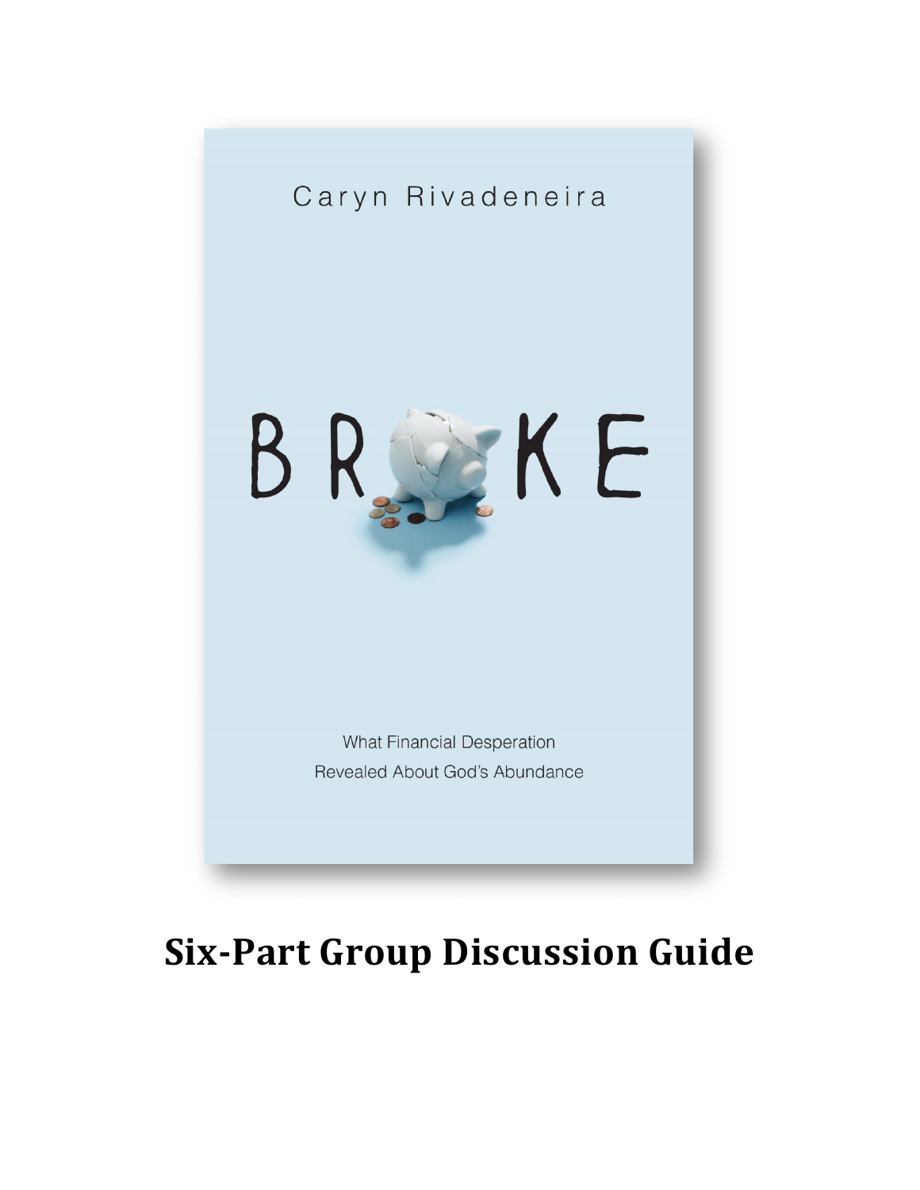Caryn Rivadeneira

# BROKE

What Financial Desperation Revealed About God's Abundance

# Six-Part Group Discussion Guide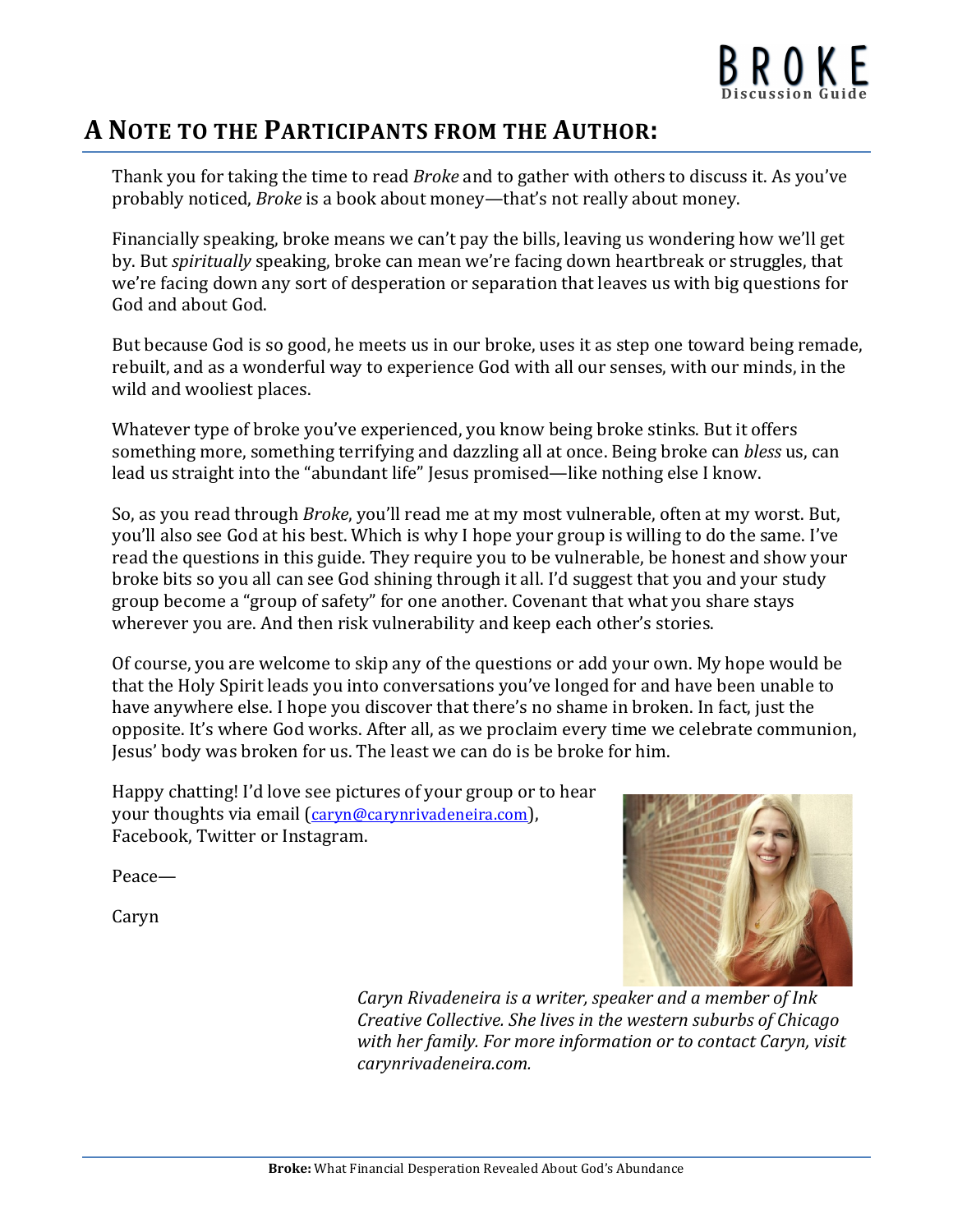# A Note to the Participants from the Author:

Thank you for taking the time to read *Broke* and to gather with others to discuss it. As you've probably noticed, *Broke* is a book about money—that's not really about money.

Financially speaking, broke means we can't pay the bills, leaving us wondering how we'll get by. But *spiritually* speaking, broke can mean we're facing down heartbreak or struggles, that we're facing down any sort of desperation or separation that leaves us with big questions for God and about God.

But because God is so good, he meets us in our broke, uses it as step one toward being remade, rebuilt, and as a wonderful way to experience God with all our senses, with our minds, in the wild and wooliest places.

Whatever type of broke you've experienced, you know being broke stinks. But it offers something more, something terrifying and dazzling all at once. Being broke can *bless* us, can lead us straight into the "abundant life" Jesus promised—like nothing else I know.

So, as you read through *Broke*, you'll read me at my most vulnerable, often at my worst. But, you'll also see God at his best. Which is why I hope your group is willing to do the same. I've read the questions in this guide. They require you to be vulnerable, be honest and show your broke bits so you all can see God shining through it all. I'd suggest that you and your study group become a "group of safety" for one another. Covenant that what you share stays wherever you are. And then risk vulnerability and keep each other's stories.

Of course, you are welcome to skip any of the questions or add your own. My hope would be that the Holy Spirit leads you into conversations you've longed for and have been unable to have anywhere else. I hope you discover that there's no shame in broken. In fact, just the opposite. It's where God works. After all, as we proclaim every time we celebrate communion, Jesus' body was broken for us. The least we can do is be broke for him.

Happy chatting! I'd love see pictures of your group or to hear your thoughts via email (caryn@carynrivadeneira.com), Facebook, Twitter or Instagram.

Peace—

Caryn

*Caryn Rivadeneira is a writer, speaker and a member of Ink Creative Collective. She lives in the western suburbs of Chicago with her family. For more information or to contact Caryn, visit carynrivadeneira.com.*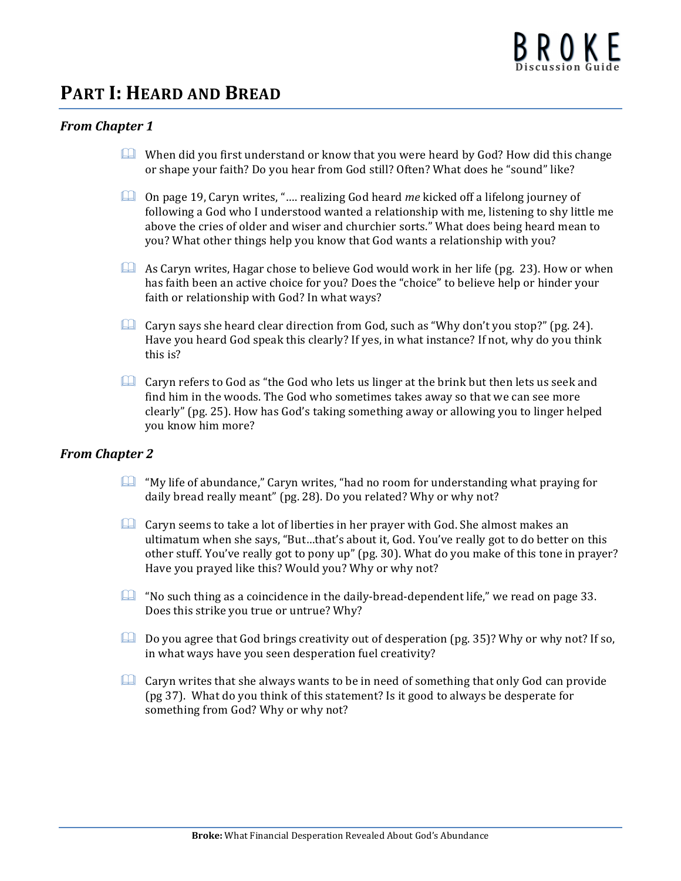# PART I: HEARD AND BREAD

### *From Chapter 1*

- When did you first understand or know that you were heard by God? How did this change or shape your faith? Do you hear from God still? Often? What does he "sound" like?
- On page 19, Caryn writes, "…. realizing God heard *me* kicked off a lifelong journey of following a God who I understood wanted a relationship with me, listening to shy little me above the cries of older and wiser and churchier sorts." What does being heard mean to you? What other things help you know that God wants a relationship with you?
- As Caryn writes, Hagar chose to believe God would work in her life (pg. 23). How or when has faith been an active choice for you? Does the "choice" to believe help or hinder your faith or relationship with God? In what ways?
- Caryn says she heard clear direction from God, such as "Why don't you stop?" (pg. 24). Have you heard God speak this clearly? If yes, in what instance? If not, why do you think this is?
- Caryn refers to God as "the God who lets us linger at the brink but then lets us seek and find him in the woods. The God who sometimes takes away so that we can see more clearly" (pg. 25). How has God's taking something away or allowing you to linger helped you know him more?

### *From Chapter 2*

- "My life of abundance," Caryn writes, "had no room for understanding what praying for daily bread really meant" (pg. 28). Do you related? Why or why not?
- Caryn seems to take a lot of liberties in her prayer with God. She almost makes an ultimatum when she says, "But…that's about it, God. You've really got to do better on this other stuff. You've really got to pony up" (pg. 30). What do you make of this tone in prayer? Have you prayed like this? Would you? Why or why not?
- "No such thing as a coincidence in the daily-bread-dependent life," we read on page 33. Does this strike you true or untrue? Why?
- Do you agree that God brings creativity out of desperation (pg. 35)? Why or why not? If so, in what ways have you seen desperation fuel creativity?
- Caryn writes that she always wants to be in need of something that only God can provide (pg 37). What do you think of this statement? Is it good to always be desperate for something from God? Why or why not?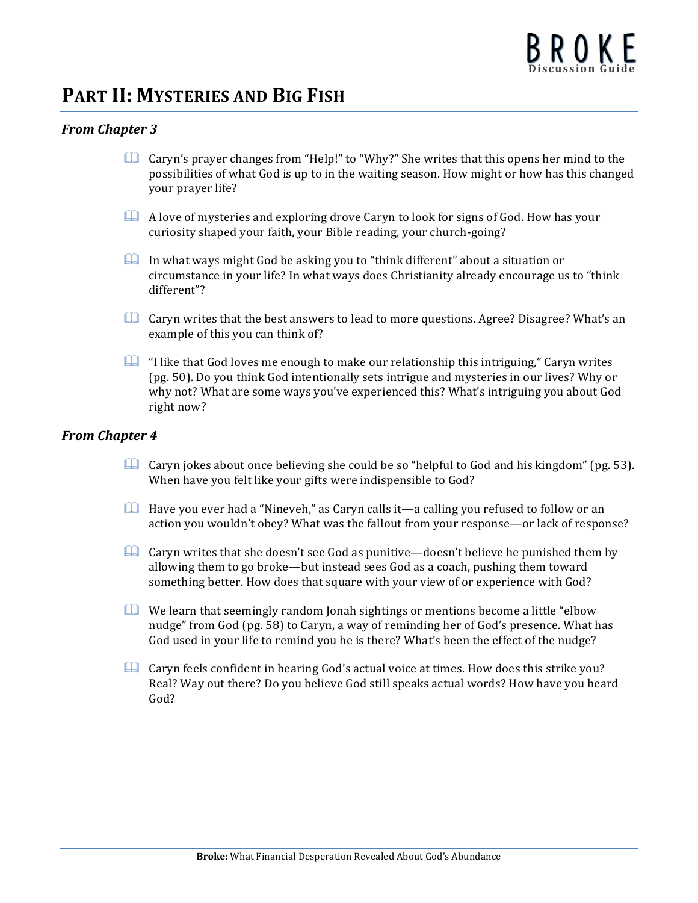# Part II: Mysteries and Big Fish

### *From Chapter 3*

- Caryn's prayer changes from "Help!" to "Why?" She writes that this opens her mind to the possibilities of what God is up to in the waiting season. How might or how has this changed your prayer life?

- A love of mysteries and exploring drove Caryn to look for signs of God. How has your curiosity shaped your faith, your Bible reading, your church-going?

- In what ways might God be asking you to "think different" about a situation or circumstance in your life? In what ways does Christianity already encourage us to "think different"?

- Caryn writes that the best answers to lead to more questions. Agree? Disagree? What's an example of this you can think of?

- "I like that God loves me enough to make our relationship this intriguing," Caryn writes (pg. 50). Do you think God intentionally sets intrigue and mysteries in our lives? Why or why not? What are some ways you've experienced this? What's intriguing you about God right now?

### *From Chapter 4*

- Caryn jokes about once believing she could be so "helpful to God and his kingdom" (pg. 53). When have you felt like your gifts were indispensible to God?

- Have you ever had a "Nineveh," as Caryn calls it—a calling you refused to follow or an action you wouldn't obey? What was the fallout from your response—or lack of response?

- Caryn writes that she doesn't see God as punitive—doesn't believe he punished them by allowing them to go broke—but instead sees God as a coach, pushing them toward something better. How does that square with your view of or experience with God?

- We learn that seemingly random Jonah sightings or mentions become a little "elbow nudge" from God (pg. 58) to Caryn, a way of reminding her of God's presence. What has God used in your life to remind you he is there? What's been the effect of the nudge?

- Caryn feels confident in hearing God's actual voice at times. How does this strike you? Real? Way out there? Do you believe God still speaks actual words? How have you heard God?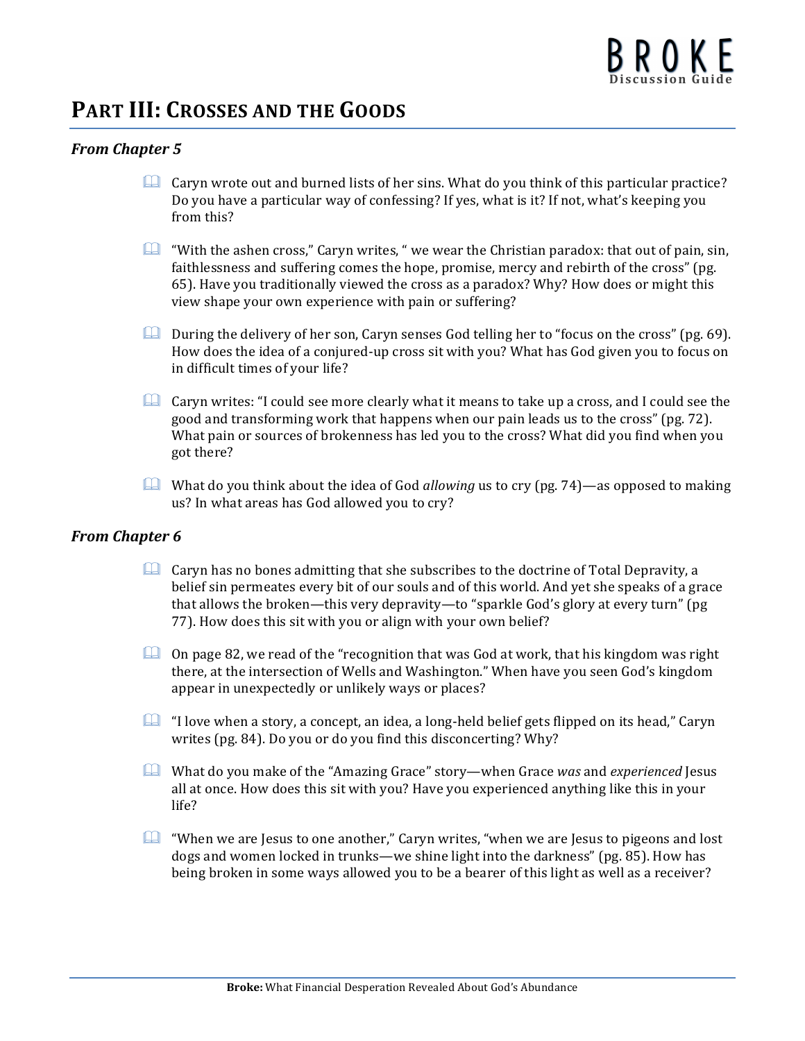# Part III: Crosses and the Goods

### *From Chapter 5*

- Caryn wrote out and burned lists of her sins. What do you think of this particular practice? Do you have a particular way of confessing? If yes, what is it? If not, what's keeping you from this?

- "With the ashen cross," Caryn writes, " we wear the Christian paradox: that out of pain, sin, faithlessness and suffering comes the hope, promise, mercy and rebirth of the cross" (pg. 65). Have you traditionally viewed the cross as a paradox? Why? How does or might this view shape your own experience with pain or suffering?

- During the delivery of her son, Caryn senses God telling her to "focus on the cross" (pg. 69). How does the idea of a conjured-up cross sit with you? What has God given you to focus on in difficult times of your life?

- Caryn writes: "I could see more clearly what it means to take up a cross, and I could see the good and transforming work that happens when our pain leads us to the cross" (pg. 72). What pain or sources of brokenness has led you to the cross? What did you find when you got there?

- What do you think about the idea of God *allowing* us to cry (pg. 74)—as opposed to making us? In what areas has God allowed you to cry?

### *From Chapter 6*

- Caryn has no bones admitting that she subscribes to the doctrine of Total Depravity, a belief sin permeates every bit of our souls and of this world. And yet she speaks of a grace that allows the broken—this very depravity—to "sparkle God's glory at every turn" (pg 77). How does this sit with you or align with your own belief?

- On page 82, we read of the "recognition that was God at work, that his kingdom was right there, at the intersection of Wells and Washington." When have you seen God's kingdom appear in unexpectedly or unlikely ways or places?

- "I love when a story, a concept, an idea, a long-held belief gets flipped on its head," Caryn writes (pg. 84). Do you or do you find this disconcerting? Why?

- What do you make of the "Amazing Grace" story—when Grace *was* and *experienced* Jesus all at once. How does this sit with you? Have you experienced anything like this in your life?

- "When we are Jesus to one another," Caryn writes, "when we are Jesus to pigeons and lost dogs and women locked in trunks—we shine light into the darkness" (pg. 85). How has being broken in some ways allowed you to be a bearer of this light as well as a receiver?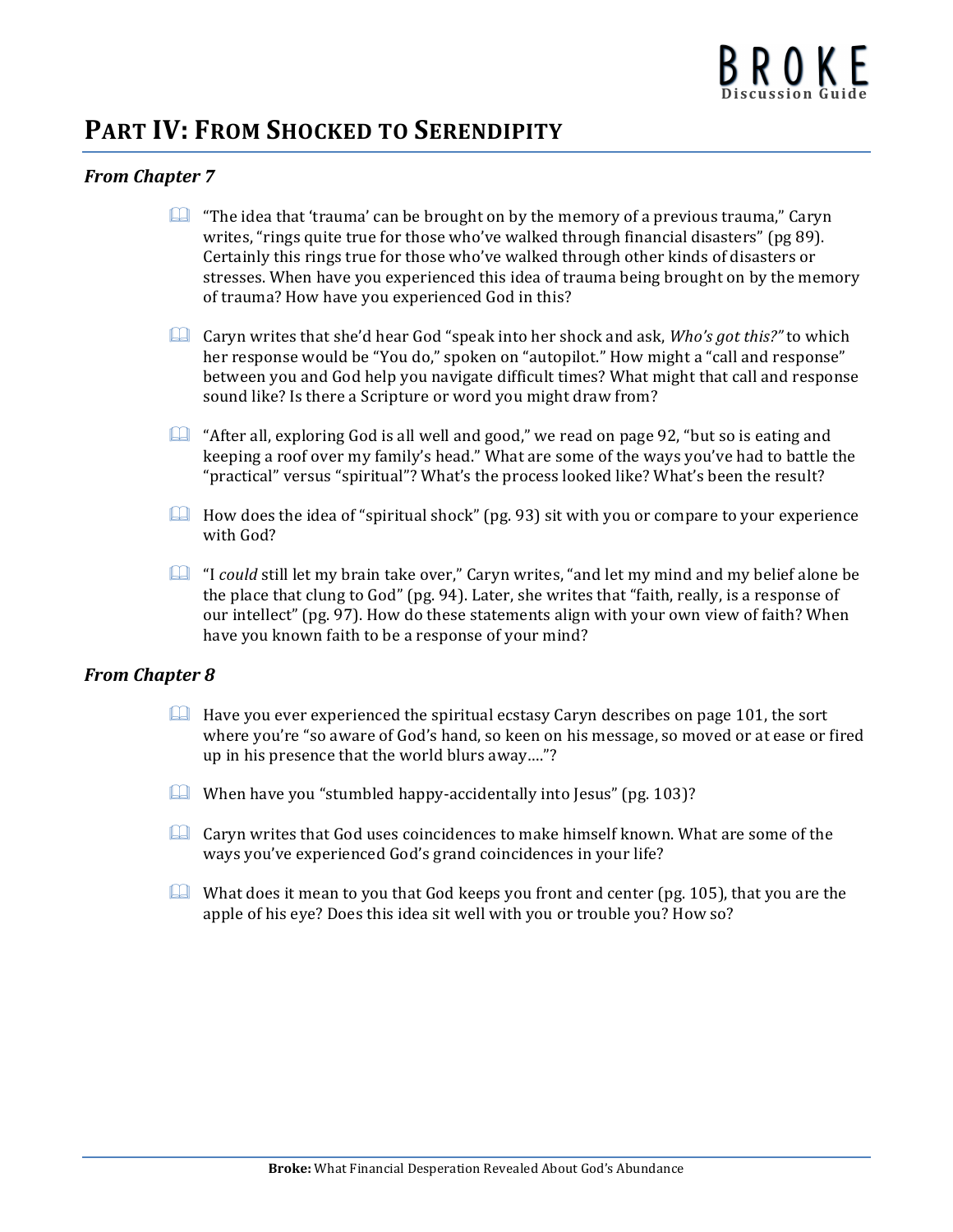# PART IV: FROM SHOCKED TO SERENDIPITY

### *From Chapter 7*

- "The idea that 'trauma' can be brought on by the memory of a previous trauma," Caryn writes, "rings quite true for those who've walked through financial disasters" (pg 89). Certainly this rings true for those who've walked through other kinds of disasters or stresses. When have you experienced this idea of trauma being brought on by the memory of trauma? How have you experienced God in this?

- Caryn writes that she'd hear God "speak into her shock and ask, *Who's got this?"* to which her response would be "You do," spoken on "autopilot." How might a "call and response" between you and God help you navigate difficult times? What might that call and response sound like? Is there a Scripture or word you might draw from?

- "After all, exploring God is all well and good," we read on page 92, "but so is eating and keeping a roof over my family's head." What are some of the ways you've had to battle the "practical" versus "spiritual"? What's the process looked like? What's been the result?

- How does the idea of "spiritual shock" (pg. 93) sit with you or compare to your experience with God?

- "I *could* still let my brain take over," Caryn writes, "and let my mind and my belief alone be the place that clung to God" (pg. 94). Later, she writes that "faith, really, is a response of our intellect" (pg. 97). How do these statements align with your own view of faith? When have you known faith to be a response of your mind?

### *From Chapter 8*

- Have you ever experienced the spiritual ecstasy Caryn describes on page 101, the sort where you're "so aware of God's hand, so keen on his message, so moved or at ease or fired up in his presence that the world blurs away…."?

- When have you "stumbled happy-accidentally into Jesus" (pg. 103)?

- Caryn writes that God uses coincidences to make himself known. What are some of the ways you've experienced God's grand coincidences in your life?

- What does it mean to you that God keeps you front and center (pg. 105), that you are the apple of his eye? Does this idea sit well with you or trouble you? How so?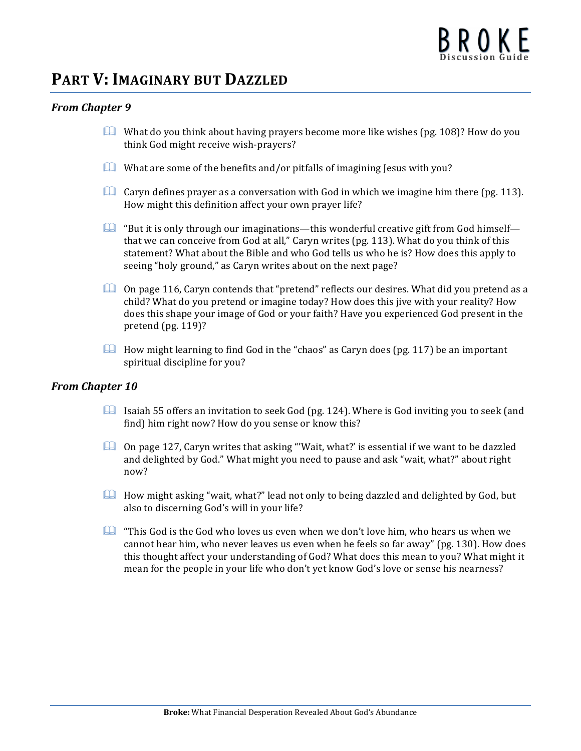# Part V: Imaginary but Dazzled

### *From Chapter 9*

- What do you think about having prayers become more like wishes (pg. 108)? How do you think God might receive wish-prayers?
- What are some of the benefits and/or pitfalls of imagining Jesus with you?
- Caryn defines prayer as a conversation with God in which we imagine him there (pg. 113). How might this definition affect your own prayer life?
- "But it is only through our imaginations—this wonderful creative gift from God himself—that we can conceive from God at all," Caryn writes (pg. 113). What do you think of this statement? What about the Bible and who God tells us who he is? How does this apply to seeing "holy ground," as Caryn writes about on the next page?
- On page 116, Caryn contends that "pretend" reflects our desires. What did you pretend as a child? What do you pretend or imagine today? How does this jive with your reality? How does this shape your image of God or your faith? Have you experienced God present in the pretend (pg. 119)?
- How might learning to find God in the "chaos" as Caryn does (pg. 117) be an important spiritual discipline for you?

### *From Chapter 10*

- Isaiah 55 offers an invitation to seek God (pg. 124). Where is God inviting you to seek (and find) him right now? How do you sense or know this?
- On page 127, Caryn writes that asking "'Wait, what?' is essential if we want to be dazzled and delighted by God." What might you need to pause and ask "wait, what?" about right now?
- How might asking "wait, what?" lead not only to being dazzled and delighted by God, but also to discerning God's will in your life?
- "This God is the God who loves us even when we don't love him, who hears us when we cannot hear him, who never leaves us even when he feels so far away" (pg. 130). How does this thought affect your understanding of God? What does this mean to you? What might it mean for the people in your life who don't yet know God's love or sense his nearness?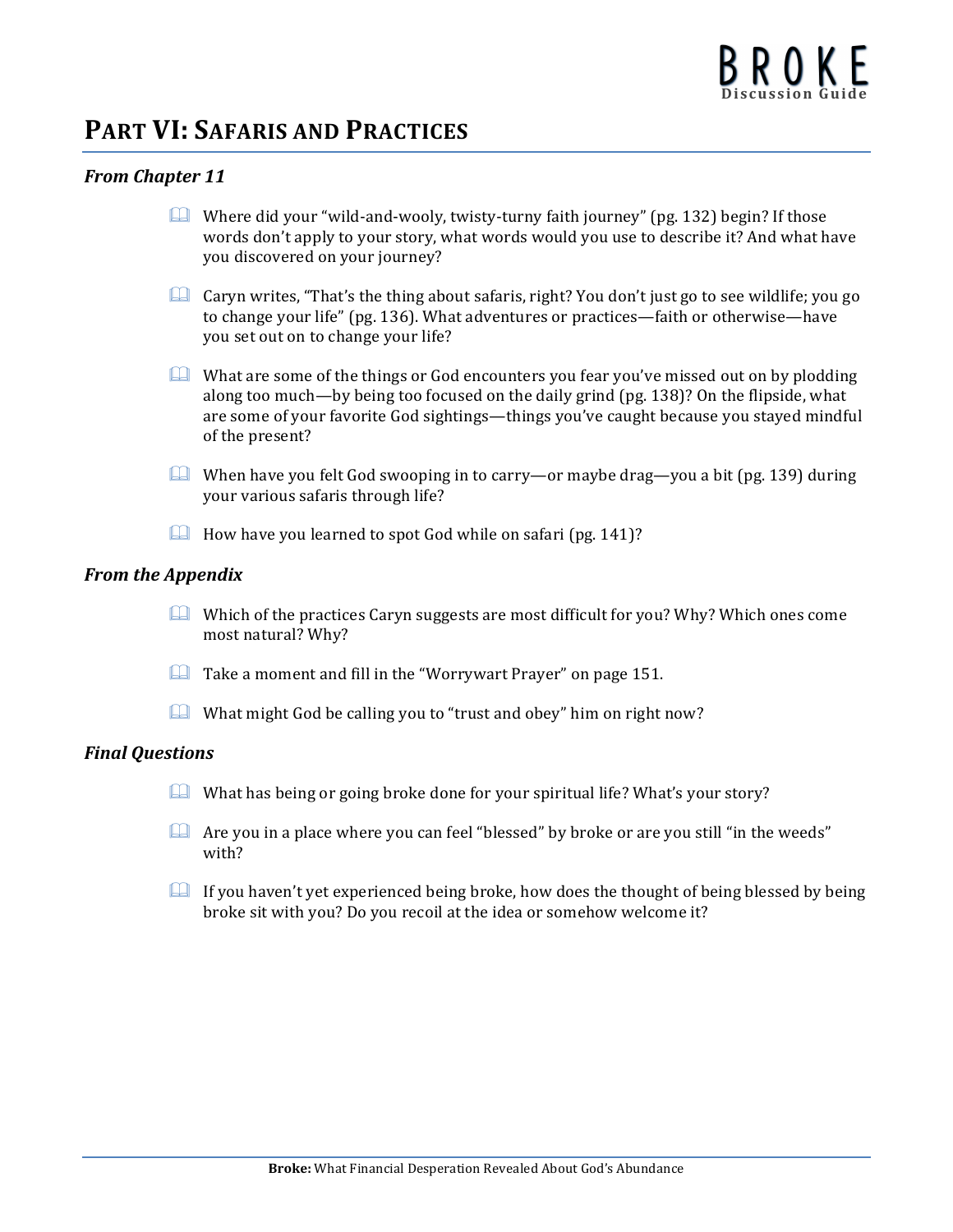# Part VI: Safaris and Practices

### *From Chapter 11*

- Where did your "wild-and-wooly, twisty-turny faith journey" (pg. 132) begin? If those words don't apply to your story, what words would you use to describe it? And what have you discovered on your journey?
- Caryn writes, "That's the thing about safaris, right? You don't just go to see wildlife; you go to change your life" (pg. 136). What adventures or practices—faith or otherwise—have you set out on to change your life?
- What are some of the things or God encounters you fear you've missed out on by plodding along too much—by being too focused on the daily grind (pg. 138)? On the flipside, what are some of your favorite God sightings—things you've caught because you stayed mindful of the present?
- When have you felt God swooping in to carry—or maybe drag—you a bit (pg. 139) during your various safaris through life?
- How have you learned to spot God while on safari (pg. 141)?

### *From the Appendix*

- Which of the practices Caryn suggests are most difficult for you? Why? Which ones come most natural? Why?
- Take a moment and fill in the "Worrywart Prayer" on page 151.
- What might God be calling you to "trust and obey" him on right now?

### *Final Questions*

- What has being or going broke done for your spiritual life? What's your story?
- Are you in a place where you can feel "blessed" by broke or are you still "in the weeds" with?
- If you haven't yet experienced being broke, how does the thought of being blessed by being broke sit with you? Do you recoil at the idea or somehow welcome it?